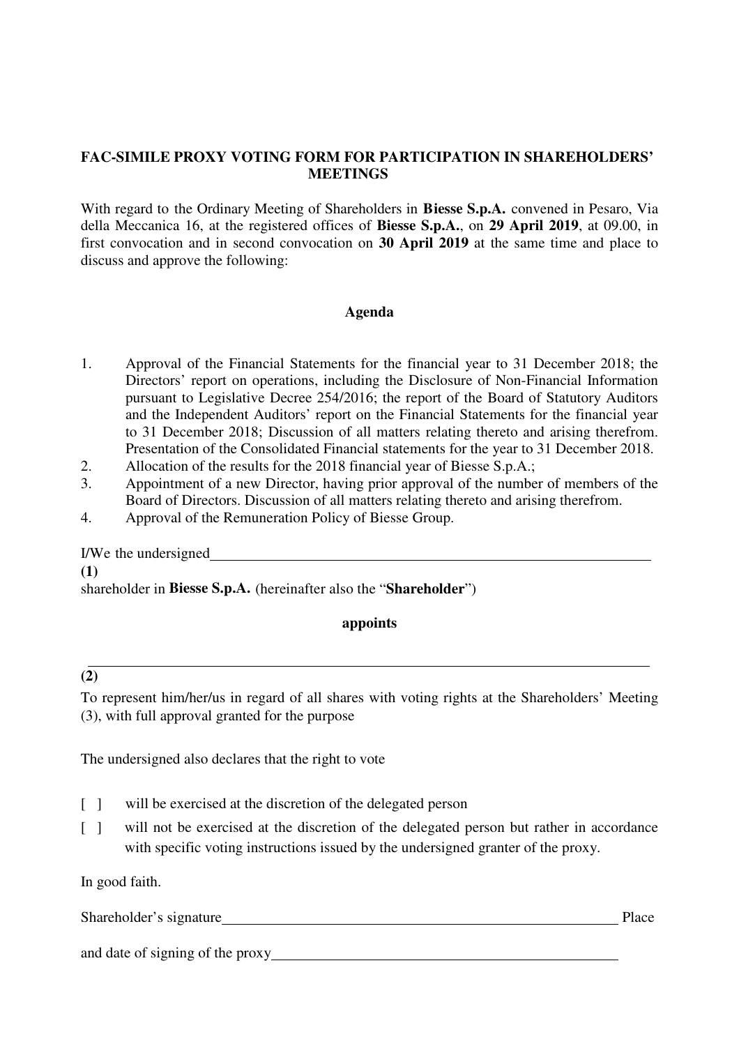**FAC-SIMILE PROXY VOTING FORM FOR PARTICIPATION IN SHAREHOLDERS' MEETINGS**

With regard to the Ordinary Meeting of Shareholders in **Biesse S.p.A.** convened in Pesaro, Via della Meccanica 16, at the registered offices of **Biesse S.p.A.**, on **29 April 2019**, at 09.00, in first convocation and in second convocation on **30 April 2019** at the same time and place to discuss and approve the following:

**Agenda**

1. Approval of the Financial Statements for the financial year to 31 December 2018; the Directors' report on operations, including the Disclosure of Non-Financial Information pursuant to Legislative Decree 254/2016; the report of the Board of Statutory Auditors and the Independent Auditors' report on the Financial Statements for the financial year to 31 December 2018; Discussion of all matters relating thereto and arising therefrom. Presentation of the Consolidated Financial statements for the year to 31 December 2018.
2. Allocation of the results for the 2018 financial year of Biesse S.p.A.;
3. Appointment of a new Director, having prior approval of the number of members of the Board of Directors. Discussion of all matters relating thereto and arising therefrom.
4. Approval of the Remuneration Policy of Biesse Group.

I/We the undersigned\_\_\_\_\_\_\_\_\_\_\_\_\_\_\_\_\_\_\_\_\_\_\_\_\_\_\_\_\_\_\_\_\_\_\_\_\_\_\_\_\_\_\_\_\_\_\_\_\_\_\_\_\_\_\_\_\_\_\_\_

**(1)**

shareholder in **Biesse S.p.A.** (hereinafter also the "**Shareholder**")

**appoints**

\_\_\_\_\_\_\_\_\_\_\_\_\_\_\_\_\_\_\_\_\_\_\_\_\_\_\_\_\_\_\_\_\_\_\_\_\_\_\_\_\_\_\_\_\_\_\_\_\_\_\_\_\_\_\_\_\_\_\_\_\_\_\_\_\_\_\_\_\_\_\_\_\_\_\_\_

**(2)**

To represent him/her/us in regard of all shares with voting rights at the Shareholders' Meeting (3), with full approval granted for the purpose

The undersigned also declares that the right to vote

[ ] will be exercised at the discretion of the delegated person

[ ] will not be exercised at the discretion of the delegated person but rather in accordance with specific voting instructions issued by the undersigned granter of the proxy.

In good faith.

Shareholder's signature\_\_\_\_\_\_\_\_\_\_\_\_\_\_\_\_\_\_\_\_\_\_\_\_\_\_\_\_\_\_\_\_\_\_\_\_\_\_\_\_\_\_\_\_\_\_\_\_\_\_\_\_\_\_ Place and date of signing of the proxy\_\_\_\_\_\_\_\_\_\_\_\_\_\_\_\_\_\_\_\_\_\_\_\_\_\_\_\_\_\_\_\_\_\_\_\_\_\_\_\_\_\_\_\_\_\_\_\_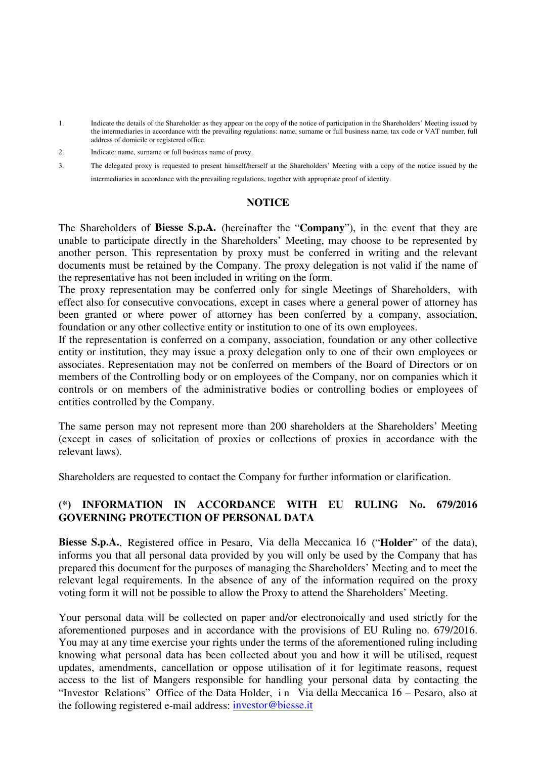1. Indicate the details of the Shareholder as they appear on the copy of the notice of participation in the Shareholders' Meeting issued by the intermediaries in accordance with the prevailing regulations: name, surname or full business name, tax code or VAT number, full address of domicile or registered office.
2. Indicate: name, surname or full business name of proxy.
3. The delegated proxy is requested to present himself/herself at the Shareholders' Meeting with a copy of the notice issued by the intermediaries in accordance with the prevailing regulations, together with appropriate proof of identity.

## NOTICE

The Shareholders of **Biesse S.p.A.** (hereinafter the "**Company**"), in the event that they are unable to participate directly in the Shareholders' Meeting, may choose to be represented by another person. This representation by proxy must be conferred in writing and the relevant documents must be retained by the Company. The proxy delegation is not valid if the name of the representative has not been included in writing on the form.
The proxy representation may be conferred only for single Meetings of Shareholders, with effect also for consecutive convocations, except in cases where a general power of attorney has been granted or where power of attorney has been conferred by a company, association, foundation or any other collective entity or institution to one of its own employees.
If the representation is conferred on a company, association, foundation or any other collective entity or institution, they may issue a proxy delegation only to one of their own employees or associates. Representation may not be conferred on members of the Board of Directors or on members of the Controlling body or on employees of the Company, nor on companies which it controls or on members of the administrative bodies or controlling bodies or employees of entities controlled by the Company.

The same person may not represent more than 200 shareholders at the Shareholders' Meeting (except in cases of solicitation of proxies or collections of proxies in accordance with the relevant laws).

Shareholders are requested to contact the Company for further information or clarification.

## (*) INFORMATION IN ACCORDANCE WITH EU RULING No. 679/2016 GOVERNING PROTECTION OF PERSONAL DATA

**Biesse S.p.A.**, Registered office in Pesaro, Via della Meccanica 16 ("**Holder**" of the data), informs you that all personal data provided by you will only be used by the Company that has prepared this document for the purposes of managing the Shareholders' Meeting and to meet the relevant legal requirements. In the absence of any of the information required on the proxy voting form it will not be possible to allow the Proxy to attend the Shareholders' Meeting.

Your personal data will be collected on paper and/or electronoically and used strictly for the aforementioned purposes and in accordance with the provisions of EU Ruling no. 679/2016. You may at any time exercise your rights under the terms of the aforementioned ruling including knowing what personal data has been collected about you and how it will be utilised, request updates, amendments, cancellation or oppose utilisation of it for legitimate reasons, request access to the list of Mangers responsible for handling your personal data by contacting the "Investor Relations" Office of the Data Holder, in Via della Meccanica 16 – Pesaro, also at the following registered e-mail address: investor@biesse.it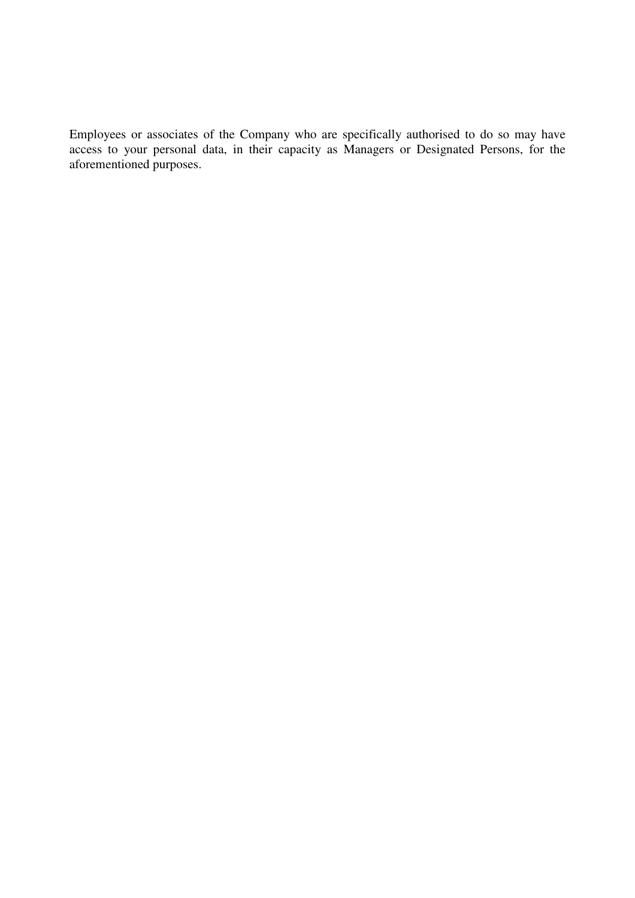Employees or associates of the Company who are specifically authorised to do so may have access to your personal data, in their capacity as Managers or Designated Persons, for the aforementioned purposes.